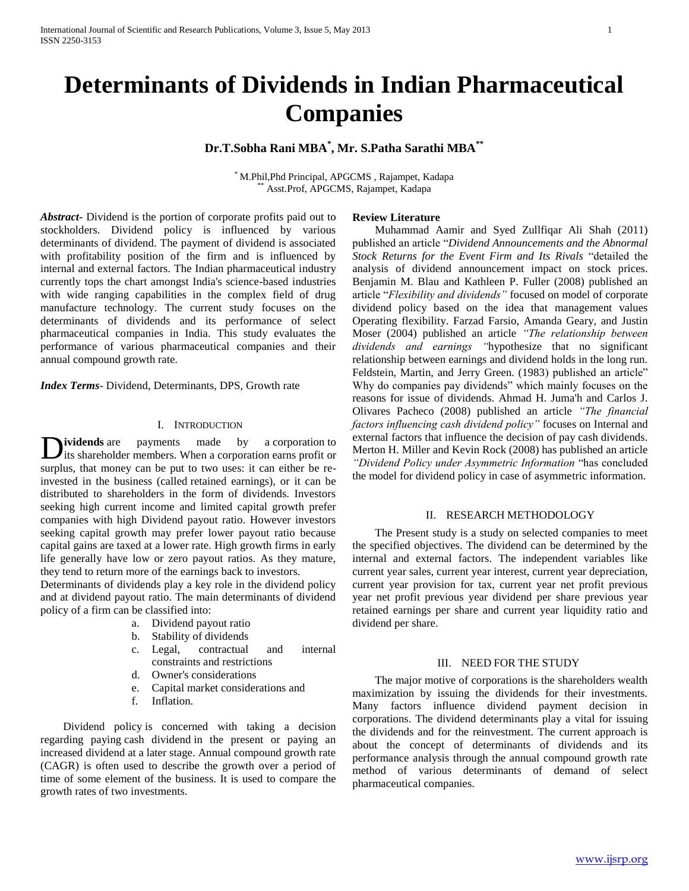# Determinants of Dividends in Indian Pharmaceutical Companies

**Dr.T.Sobha Rani MBA[*], Mr. S.Patha Sarathi MBA[**]**

[*] M.Phil,Phd Principal, APGCMS , Rajampet, Kadapa
[**] Asst.Prof, APGCMS, Rajampet, Kadapa

***Abstract***- Dividend is the portion of corporate profits paid out to stockholders. Dividend policy is influenced by various determinants of dividend. The payment of dividend is associated with profitability position of the firm and is influenced by internal and external factors. The Indian pharmaceutical industry currently tops the chart amongst India's science-based industries with wide ranging capabilities in the complex field of drug manufacture technology. The current study focuses on the determinants of dividends and its performance of select pharmaceutical companies in India. This study evaluates the performance of various pharmaceutical companies and their annual compound growth rate.

***Index Terms***- Dividend, Determinants, DPS, Growth rate

## I. Introduction

**Dividends** are payments made by a corporation to its shareholder members. When a corporation earns profit or surplus, that money can be put to two uses: it can either be re-invested in the business (called retained earnings), or it can be distributed to shareholders in the form of dividends. Investors seeking high current income and limited capital growth prefer companies with high Dividend payout ratio. However investors seeking capital growth may prefer lower payout ratio because capital gains are taxed at a lower rate. High growth firms in early life generally have low or zero payout ratios. As they mature, they tend to return more of the earnings back to investors.

Determinants of dividends play a key role in the dividend policy and at dividend payout ratio. The main determinants of dividend policy of a firm can be classified into:

a. Dividend payout ratio
b. Stability of dividends
c. Legal, contractual and internal constraints and restrictions
d. Owner's considerations
e. Capital market considerations and
f. Inflation.

Dividend policy is concerned with taking a decision regarding paying cash dividend in the present or paying an increased dividend at a later stage. Annual compound growth rate (CAGR) is often used to describe the growth over a period of time of some element of the business. It is used to compare the growth rates of two investments.

**Review Literature**

Muhammad Aamir and Syed Zullfiqar Ali Shah (2011) published an article "*Dividend Announcements and the Abnormal Stock Returns for the Event Firm and Its Rivals* "detailed the analysis of dividend announcement impact on stock prices. Benjamin M. Blau and Kathleen P. Fuller (2008) published an article "*Flexibility and dividends"* focused on model of corporate dividend policy based on the idea that management values Operating flexibility. Farzad Farsio, Amanda Geary, and Justin Moser (2004) published an article *"The relationship between dividends and earnings "*hypothesize that no significant relationship between earnings and dividend holds in the long run. Feldstein, Martin, and Jerry Green. (1983) published an article" Why do companies pay dividends" which mainly focuses on the reasons for issue of dividends. Ahmad H. Juma'h and Carlos J. Olivares Pacheco (2008) published an article *"The financial factors influencing cash dividend policy"* focuses on Internal and external factors that influence the decision of pay cash dividends. Merton H. Miller and Kevin Rock (2008) has published an article *"Dividend Policy under Asymmetric Information* "has concluded the model for dividend policy in case of asymmetric information.

## II. Research Methodology

The Present study is a study on selected companies to meet the specified objectives. The dividend can be determined by the internal and external factors. The independent variables like current year sales, current year interest, current year depreciation, current year provision for tax, current year net profit previous year net profit previous year dividend per share previous year retained earnings per share and current year liquidity ratio and dividend per share.

## III. Need for the Study

The major motive of corporations is the shareholders wealth maximization by issuing the dividends for their investments. Many factors influence dividend payment decision in corporations. The dividend determinants play a vital for issuing the dividends and for the reinvestment. The current approach is about the concept of determinants of dividends and its performance analysis through the annual compound growth rate method of various determinants of demand of select pharmaceutical companies.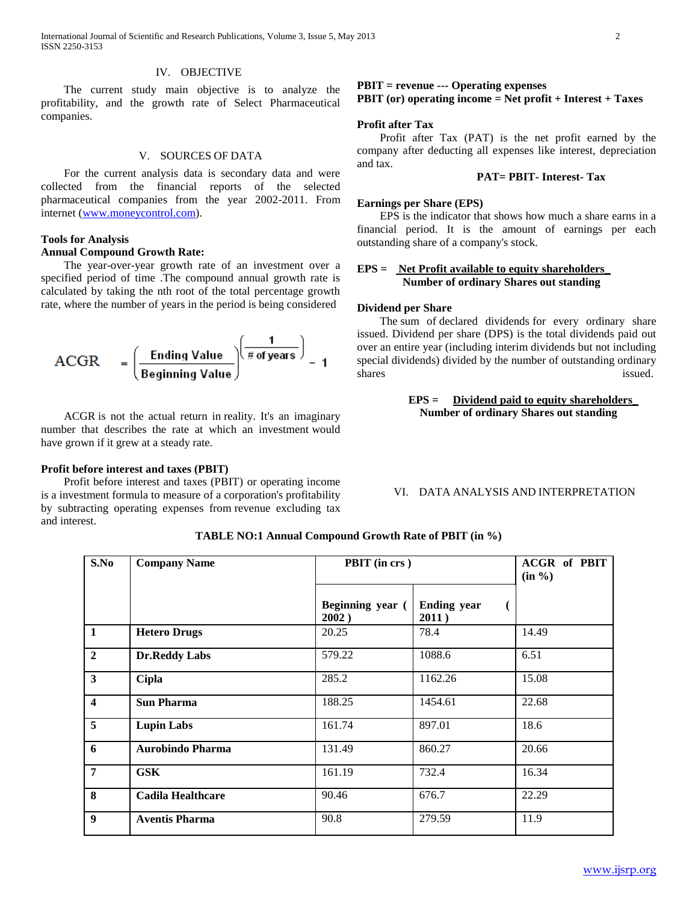## IV. OBJECTIVE

The current study main objective is to analyze the profitability, and the growth rate of Select Pharmaceutical companies.

## V. SOURCES OF DATA

For the current analysis data is secondary data and were collected from the financial reports of the selected pharmaceutical companies from the year 2002-2011. From internet (www.moneycontrol.com).

### Tools for Analysis

**Annual Compound Growth Rate:**

The year-over-year growth rate of an investment over a specified period of time .The compound annual growth rate is calculated by taking the nth root of the total percentage growth rate, where the number of years in the period is being considered

$$\text{ACGR} = \left(\frac{\text{Ending Value}}{\text{Beginning Value}}\right)^{\left(\frac{1}{\#\text{ of years}}\right)} - 1$$

ACGR is not the actual return in reality. It's an imaginary number that describes the rate at which an investment would have grown if it grew at a steady rate.

**Profit before interest and taxes (PBIT)**

Profit before interest and taxes (PBIT) or operating income is a investment formula to measure of a corporation's profitability by subtracting operating expenses from revenue excluding tax and interest.

**PBIT = revenue --- Operating expenses**
**PBIT (or) operating income = Net profit + Interest + Taxes**

**Profit after Tax**

Profit after Tax (PAT) is the net profit earned by the company after deducting all expenses like interest, depreciation and tax.

**PAT= PBIT- Interest- Tax**

**Earnings per Share (EPS)**

EPS is the indicator that shows how much a share earns in a financial period. It is the amount of earnings per each outstanding share of a company's stock.

$$\text{EPS} = \frac{\text{Net Profit available to equity shareholders}}{\text{Number of ordinary Shares out standing}}$$

**Dividend per Share**

The sum of declared dividends for every ordinary share issued. Dividend per share (DPS) is the total dividends paid out over an entire year (including interim dividends but not including special dividends) divided by the number of outstanding ordinary shares issued.

$$\text{EPS} = \frac{\text{Dividend paid to equity shareholders}}{\text{Number of ordinary Shares out standing}}$$

## VI. DATA ANALYSIS AND INTERPRETATION

**TABLE NO:1 Annual Compound Growth Rate of PBIT (in %)**

| S.No | Company Name | PBIT (in crs ) | | ACGR of PBIT (in %) |
|---|---|---|---|---|
| | | Beginning year ( 2002 ) | Ending year ( 2011 ) | |
| 1 | **Hetero Drugs** | 20.25 | 78.4 | 14.49 |
| 2 | **Dr.Reddy Labs** | 579.22 | 1088.6 | 6.51 |
| 3 | **Cipla** | 285.2 | 1162.26 | 15.08 |
| 4 | **Sun Pharma** | 188.25 | 1454.61 | 22.68 |
| 5 | **Lupin Labs** | 161.74 | 897.01 | 18.6 |
| 6 | **Aurobindo Pharma** | 131.49 | 860.27 | 20.66 |
| 7 | **GSK** | 161.19 | 732.4 | 16.34 |
| 8 | **Cadila Healthcare** | 90.46 | 676.7 | 22.29 |
| 9 | **Aventis Pharma** | 90.8 | 279.59 | 11.9 |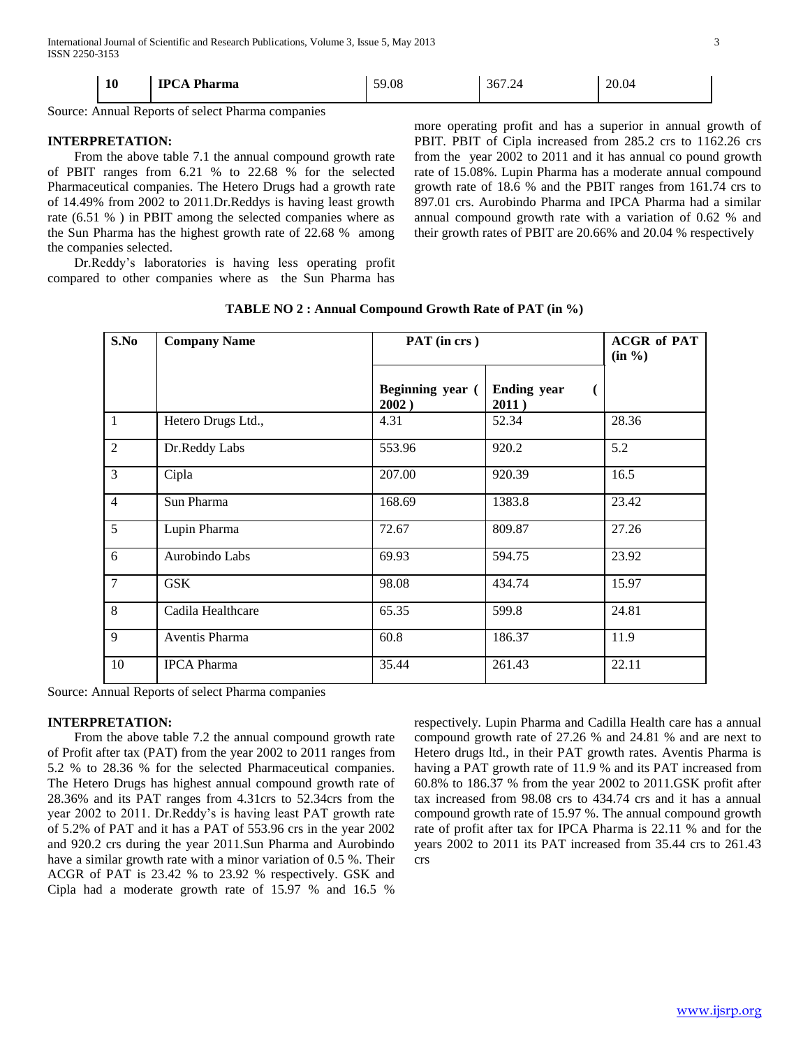| 10 | IPCA Pharma | 59.08 | 367.24 | 20.04 |
|---|---|---|---|---|

Source: Annual Reports of select Pharma companies

**INTERPRETATION:**

From the above table 7.1 the annual compound growth rate of PBIT ranges from 6.21 % to 22.68 % for the selected Pharmaceutical companies. The Hetero Drugs had a growth rate of 14.49% from 2002 to 2011.Dr.Reddys is having least growth rate (6.51 % ) in PBIT among the selected companies where as the Sun Pharma has the highest growth rate of 22.68 % among the companies selected.

Dr.Reddy's laboratories is having less operating profit compared to other companies where as the Sun Pharma has more operating profit and has a superior in annual growth of PBIT. PBIT of Cipla increased from 285.2 crs to 1162.26 crs from the year 2002 to 2011 and it has annual co pound growth rate of 15.08%. Lupin Pharma has a moderate annual compound growth rate of 18.6 % and the PBIT ranges from 161.74 crs to 897.01 crs. Aurobindo Pharma and IPCA Pharma had a similar annual compound growth rate with a variation of 0.62 % and their growth rates of PBIT are 20.66% and 20.04 % respectively

**TABLE NO 2 : Annual Compound Growth Rate of PAT (in %)**

| S.No | Company Name | PAT (in crs ) | | ACGR of PAT (in %) |
|---|---|---|---|---|
| | | Beginning year ( 2002 ) | Ending year ( 2011 ) | |
| 1 | Hetero Drugs Ltd., | 4.31 | 52.34 | 28.36 |
| 2 | Dr.Reddy Labs | 553.96 | 920.2 | 5.2 |
| 3 | Cipla | 207.00 | 920.39 | 16.5 |
| 4 | Sun Pharma | 168.69 | 1383.8 | 23.42 |
| 5 | Lupin Pharma | 72.67 | 809.87 | 27.26 |
| 6 | Aurobindo Labs | 69.93 | 594.75 | 23.92 |
| 7 | GSK | 98.08 | 434.74 | 15.97 |
| 8 | Cadila Healthcare | 65.35 | 599.8 | 24.81 |
| 9 | Aventis Pharma | 60.8 | 186.37 | 11.9 |
| 10 | IPCA Pharma | 35.44 | 261.43 | 22.11 |

Source: Annual Reports of select Pharma companies

**INTERPRETATION:**

From the above table 7.2 the annual compound growth rate of Profit after tax (PAT) from the year 2002 to 2011 ranges from 5.2 % to 28.36 % for the selected Pharmaceutical companies. The Hetero Drugs has highest annual compound growth rate of 28.36% and its PAT ranges from 4.31crs to 52.34crs from the year 2002 to 2011. Dr.Reddy's is having least PAT growth rate of 5.2% of PAT and it has a PAT of 553.96 crs in the year 2002 and 920.2 crs during the year 2011.Sun Pharma and Aurobindo have a similar growth rate with a minor variation of 0.5 %. Their ACGR of PAT is 23.42 % to 23.92 % respectively. GSK and Cipla had a moderate growth rate of 15.97 % and 16.5 % respectively. Lupin Pharma and Cadilla Health care has a annual compound growth rate of 27.26 % and 24.81 % and are next to Hetero drugs ltd., in their PAT growth rates. Aventis Pharma is having a PAT growth rate of 11.9 % and its PAT increased from 60.8% to 186.37 % from the year 2002 to 2011.GSK profit after tax increased from 98.08 crs to 434.74 crs and it has a annual compound growth rate of 15.97 %. The annual compound growth rate of profit after tax for IPCA Pharma is 22.11 % and for the years 2002 to 2011 its PAT increased from 35.44 crs to 261.43 crs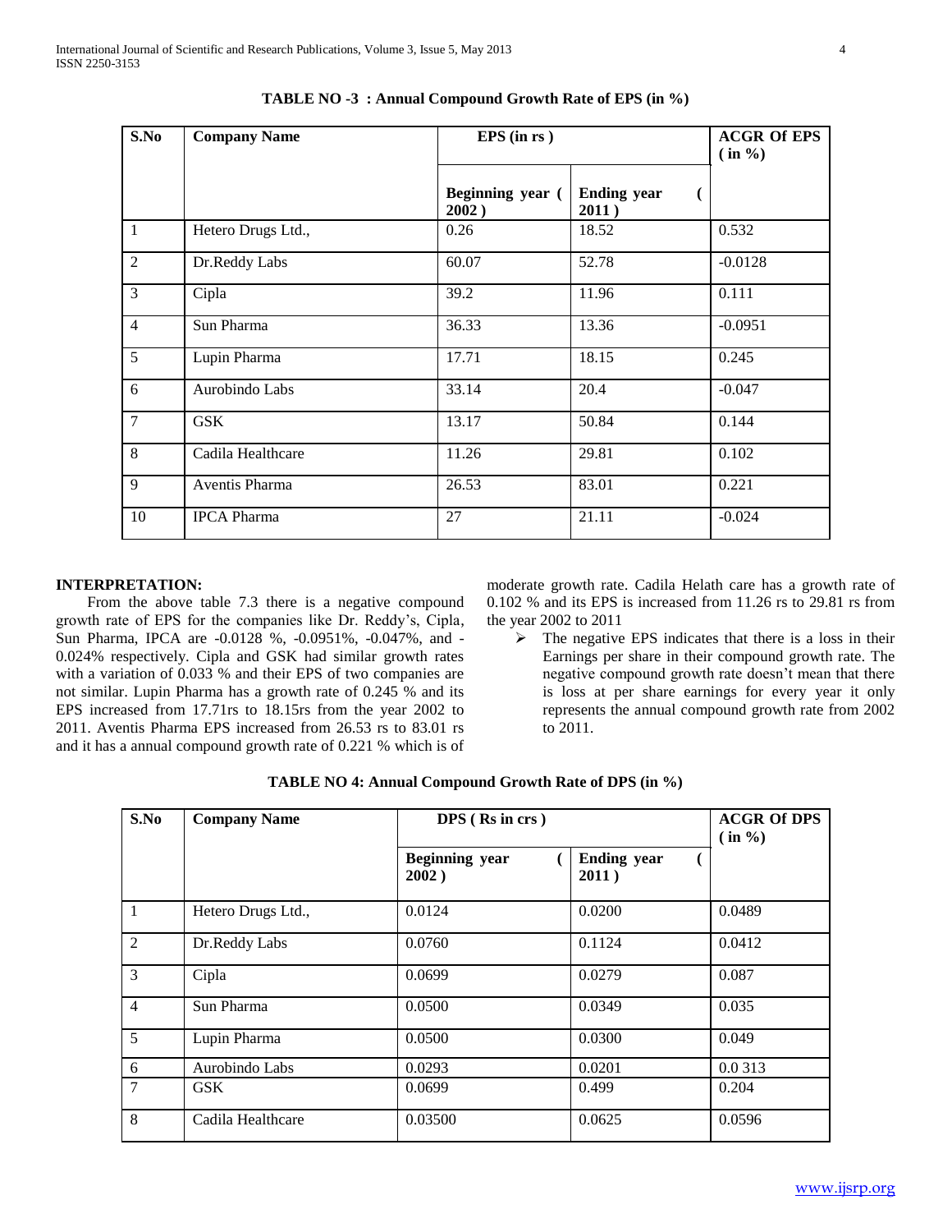**TABLE NO -3 : Annual Compound Growth Rate of EPS (in %)**

| S.No | Company Name | EPS (in rs ) | | ACGR Of EPS ( in %) |
|---|---|---|---|---|
| | | Beginning year ( 2002 ) | Ending year ( 2011 ) | |
| 1 | Hetero Drugs Ltd., | 0.26 | 18.52 | 0.532 |
| 2 | Dr.Reddy Labs | 60.07 | 52.78 | -0.0128 |
| 3 | Cipla | 39.2 | 11.96 | 0.111 |
| 4 | Sun Pharma | 36.33 | 13.36 | -0.0951 |
| 5 | Lupin Pharma | 17.71 | 18.15 | 0.245 |
| 6 | Aurobindo Labs | 33.14 | 20.4 | -0.047 |
| 7 | GSK | 13.17 | 50.84 | 0.144 |
| 8 | Cadila Healthcare | 11.26 | 29.81 | 0.102 |
| 9 | Aventis Pharma | 26.53 | 83.01 | 0.221 |
| 10 | IPCA Pharma | 27 | 21.11 | -0.024 |

**INTERPRETATION:**

From the above table 7.3 there is a negative compound growth rate of EPS for the companies like Dr. Reddy's, Cipla, Sun Pharma, IPCA are -0.0128 %, -0.0951%, -0.047%, and -0.024% respectively. Cipla and GSK had similar growth rates with a variation of 0.033 % and their EPS of two companies are not similar. Lupin Pharma has a growth rate of 0.245 % and its EPS increased from 17.71rs to 18.15rs from the year 2002 to 2011. Aventis Pharma EPS increased from 26.53 rs to 83.01 rs and it has a annual compound growth rate of 0.221 % which is of moderate growth rate. Cadila Helath care has a growth rate of 0.102 % and its EPS is increased from 11.26 rs to 29.81 rs from the year 2002 to 2011

- The negative EPS indicates that there is a loss in their Earnings per share in their compound growth rate. The negative compound growth rate doesn't mean that there is loss at per share earnings for every year it only represents the annual compound growth rate from 2002 to 2011.

**TABLE NO 4: Annual Compound Growth Rate of DPS (in %)**

| S.No | Company Name | DPS ( Rs in crs ) | | ACGR Of DPS ( in %) |
|---|---|---|---|---|
| | | Beginning year ( 2002 ) | Ending year ( 2011 ) | |
| 1 | Hetero Drugs Ltd., | 0.0124 | 0.0200 | 0.0489 |
| 2 | Dr.Reddy Labs | 0.0760 | 0.1124 | 0.0412 |
| 3 | Cipla | 0.0699 | 0.0279 | 0.087 |
| 4 | Sun Pharma | 0.0500 | 0.0349 | 0.035 |
| 5 | Lupin Pharma | 0.0500 | 0.0300 | 0.049 |
| 6 | Aurobindo Labs | 0.0293 | 0.0201 | 0.0 313 |
| 7 | GSK | 0.0699 | 0.499 | 0.204 |
| 8 | Cadila Healthcare | 0.03500 | 0.0625 | 0.0596 |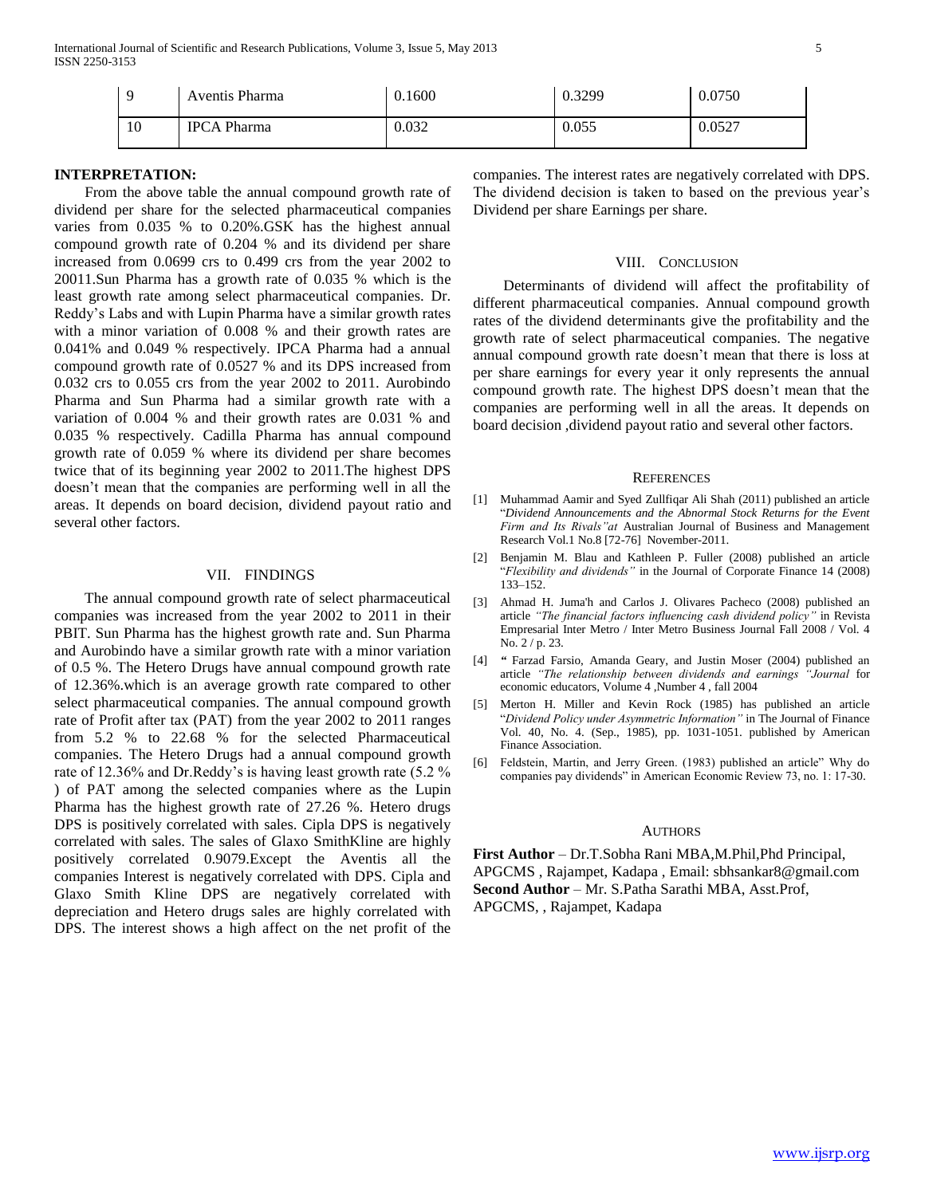| | | | | |
|---|---|---|---|---|
| 9 | Aventis Pharma | 0.1600 | 0.3299 | 0.0750 |
| 10 | IPCA Pharma | 0.032 | 0.055 | 0.0527 |

**INTERPRETATION:**

From the above table the annual compound growth rate of dividend per share for the selected pharmaceutical companies varies from 0.035 % to 0.20%.GSK has the highest annual compound growth rate of 0.204 % and its dividend per share increased from 0.0699 crs to 0.499 crs from the year 2002 to 20011.Sun Pharma has a growth rate of 0.035 % which is the least growth rate among select pharmaceutical companies. Dr. Reddy's Labs and with Lupin Pharma have a similar growth rates with a minor variation of 0.008 % and their growth rates are 0.041% and 0.049 % respectively. IPCA Pharma had a annual compound growth rate of 0.0527 % and its DPS increased from 0.032 crs to 0.055 crs from the year 2002 to 2011. Aurobindo Pharma and Sun Pharma had a similar growth rate with a variation of 0.004 % and their growth rates are 0.031 % and 0.035 % respectively. Cadilla Pharma has annual compound growth rate of 0.059 % where its dividend per share becomes twice that of its beginning year 2002 to 2011.The highest DPS doesn't mean that the companies are performing well in all the areas. It depends on board decision, dividend payout ratio and several other factors.

## VII. FINDINGS

The annual compound growth rate of select pharmaceutical companies was increased from the year 2002 to 2011 in their PBIT. Sun Pharma has the highest growth rate and. Sun Pharma and Aurobindo have a similar growth rate with a minor variation of 0.5 %. The Hetero Drugs have annual compound growth rate of 12.36%.which is an average growth rate compared to other select pharmaceutical companies. The annual compound growth rate of Profit after tax (PAT) from the year 2002 to 2011 ranges from 5.2 % to 22.68 % for the selected Pharmaceutical companies. The Hetero Drugs had a annual compound growth rate of 12.36% and Dr.Reddy's is having least growth rate (5.2 % ) of PAT among the selected companies where as the Lupin Pharma has the highest growth rate of 27.26 %. Hetero drugs DPS is positively correlated with sales. Cipla DPS is negatively correlated with sales. The sales of Glaxo SmithKline are highly positively correlated 0.9079.Except the Aventis all the companies Interest is negatively correlated with DPS. Cipla and Glaxo Smith Kline DPS are negatively correlated with depreciation and Hetero drugs sales are highly correlated with DPS. The interest shows a high affect on the net profit of the companies. The interest rates are negatively correlated with DPS. The dividend decision is taken to based on the previous year's Dividend per share Earnings per share.

## VIII. CONCLUSION

Determinants of dividend will affect the profitability of different pharmaceutical companies. Annual compound growth rates of the dividend determinants give the profitability and the growth rate of select pharmaceutical companies. The negative annual compound growth rate doesn't mean that there is loss at per share earnings for every year it only represents the annual compound growth rate. The highest DPS doesn't mean that the companies are performing well in all the areas. It depends on board decision ,dividend payout ratio and several other factors.

## REFERENCES

[1] Muhammad Aamir and Syed Zullfiqar Ali Shah (2011) published an article "*Dividend Announcements and the Abnormal Stock Returns for the Event Firm and Its Rivals"at* Australian Journal of Business and Management Research Vol.1 No.8 [72-76] November-2011.

[2] Benjamin M. Blau and Kathleen P. Fuller (2008) published an article "*Flexibility and dividends"* in the Journal of Corporate Finance 14 (2008) 133–152.

[3] Ahmad H. Juma'h and Carlos J. Olivares Pacheco (2008) published an article *"The financial factors influencing cash dividend policy"* in Revista Empresarial Inter Metro / Inter Metro Business Journal Fall 2008 / Vol. 4 No. 2 / p. 23.

[4] " Farzad Farsio, Amanda Geary, and Justin Moser (2004) published an article *"The relationship between dividends and earnings "Journal* for economic educators, Volume 4 ,Number 4 , fall 2004

[5] Merton H. Miller and Kevin Rock (1985) has published an article "*Dividend Policy under Asymmetric Information"* in The Journal of Finance Vol. 40, No. 4. (Sep., 1985), pp. 1031-1051. published by American Finance Association.

[6] Feldstein, Martin, and Jerry Green. (1983) published an article" Why do companies pay dividends" in American Economic Review 73, no. 1: 17-30.

## AUTHORS

**First Author** – Dr.T.Sobha Rani MBA,M.Phil,Phd Principal, APGCMS , Rajampet, Kadapa , Email: sbhsankar8@gmail.com
**Second Author** – Mr. S.Patha Sarathi MBA, Asst.Prof, APGCMS, , Rajampet, Kadapa